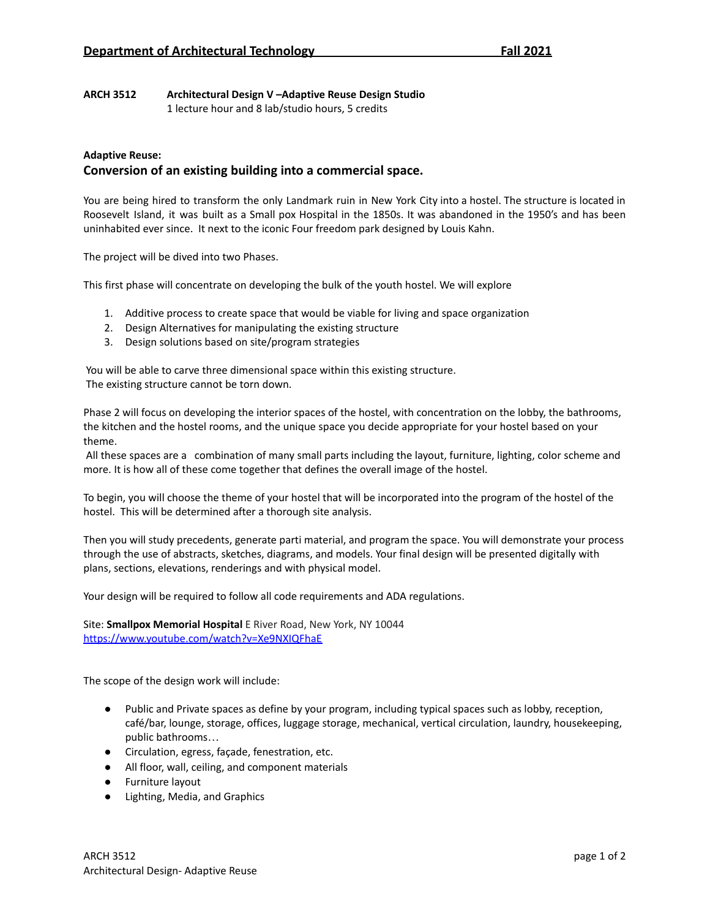**Department of Architectural Technology Fall 2021**

**ARCH 3512 Architectural Design V –Adaptive Reuse Design Studio**
1 lecture hour and 8 lab/studio hours, 5 credits

**Adaptive Reuse:**

## Conversion of an existing building into a commercial space.

You are being hired to transform the only Landmark ruin in New York City into a hostel. The structure is located in Roosevelt Island, it was built as a Small pox Hospital in the 1850s. It was abandoned in the 1950's and has been uninhabited ever since. It next to the iconic Four freedom park designed by Louis Kahn.

The project will be dived into two Phases.

This first phase will concentrate on developing the bulk of the youth hostel. We will explore

1. Additive process to create space that would be viable for living and space organization
2. Design Alternatives for manipulating the existing structure
3. Design solutions based on site/program strategies

You will be able to carve three dimensional space within this existing structure.
The existing structure cannot be torn down.

Phase 2 will focus on developing the interior spaces of the hostel, with concentration on the lobby, the bathrooms, the kitchen and the hostel rooms, and the unique space you decide appropriate for your hostel based on your theme.
All these spaces are a combination of many small parts including the layout, furniture, lighting, color scheme and more. It is how all of these come together that defines the overall image of the hostel.

To begin, you will choose the theme of your hostel that will be incorporated into the program of the hostel of the hostel. This will be determined after a thorough site analysis.

Then you will study precedents, generate parti material, and program the space. You will demonstrate your process through the use of abstracts, sketches, diagrams, and models. Your final design will be presented digitally with plans, sections, elevations, renderings and with physical model.

Your design will be required to follow all code requirements and ADA regulations.

Site: **Smallpox Memorial Hospital** E River Road, New York, NY 10044
https://www.youtube.com/watch?v=Xe9NXIQFhaE

The scope of the design work will include:

- Public and Private spaces as define by your program, including typical spaces such as lobby, reception, café/bar, lounge, storage, offices, luggage storage, mechanical, vertical circulation, laundry, housekeeping, public bathrooms…
- Circulation, egress, façade, fenestration, etc.
- All floor, wall, ceiling, and component materials
- Furniture layout
- Lighting, Media, and Graphics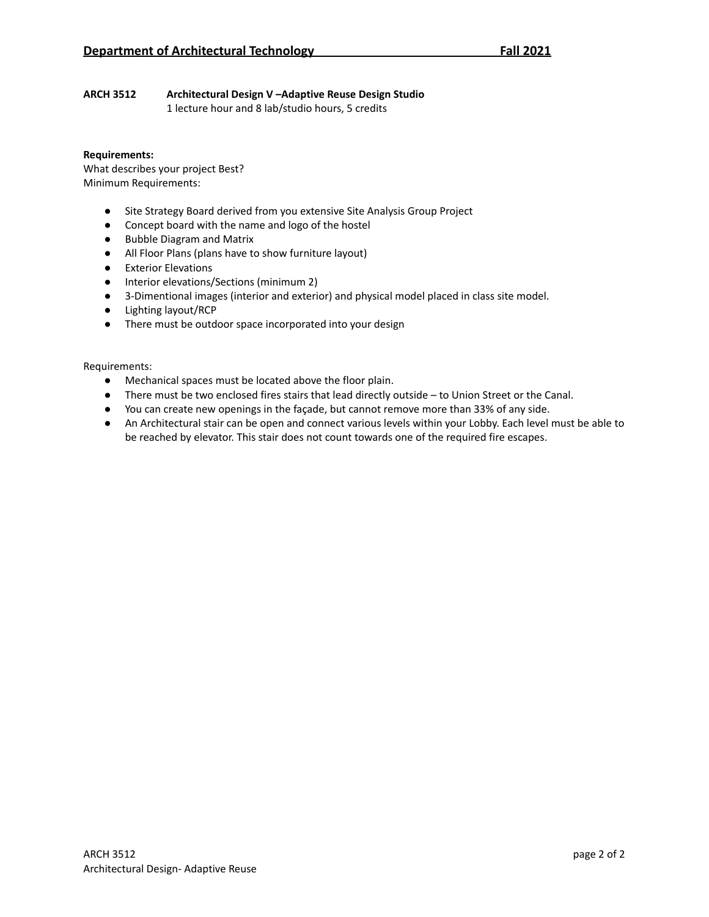## ARCH 3512 Architectural Design V –Adaptive Reuse Design Studio

1 lecture hour and 8 lab/studio hours, 5 credits

**Requirements:**

What describes your project Best?

Minimum Requirements:

- Site Strategy Board derived from you extensive Site Analysis Group Project
- Concept board with the name and logo of the hostel
- Bubble Diagram and Matrix
- All Floor Plans (plans have to show furniture layout)
- Exterior Elevations
- Interior elevations/Sections (minimum 2)
- 3-Dimentional images (interior and exterior) and physical model placed in class site model.
- Lighting layout/RCP
- There must be outdoor space incorporated into your design

Requirements:

- Mechanical spaces must be located above the floor plain.
- There must be two enclosed fires stairs that lead directly outside – to Union Street or the Canal.
- You can create new openings in the façade, but cannot remove more than 33% of any side.
- An Architectural stair can be open and connect various levels within your Lobby. Each level must be able to be reached by elevator. This stair does not count towards one of the required fire escapes.